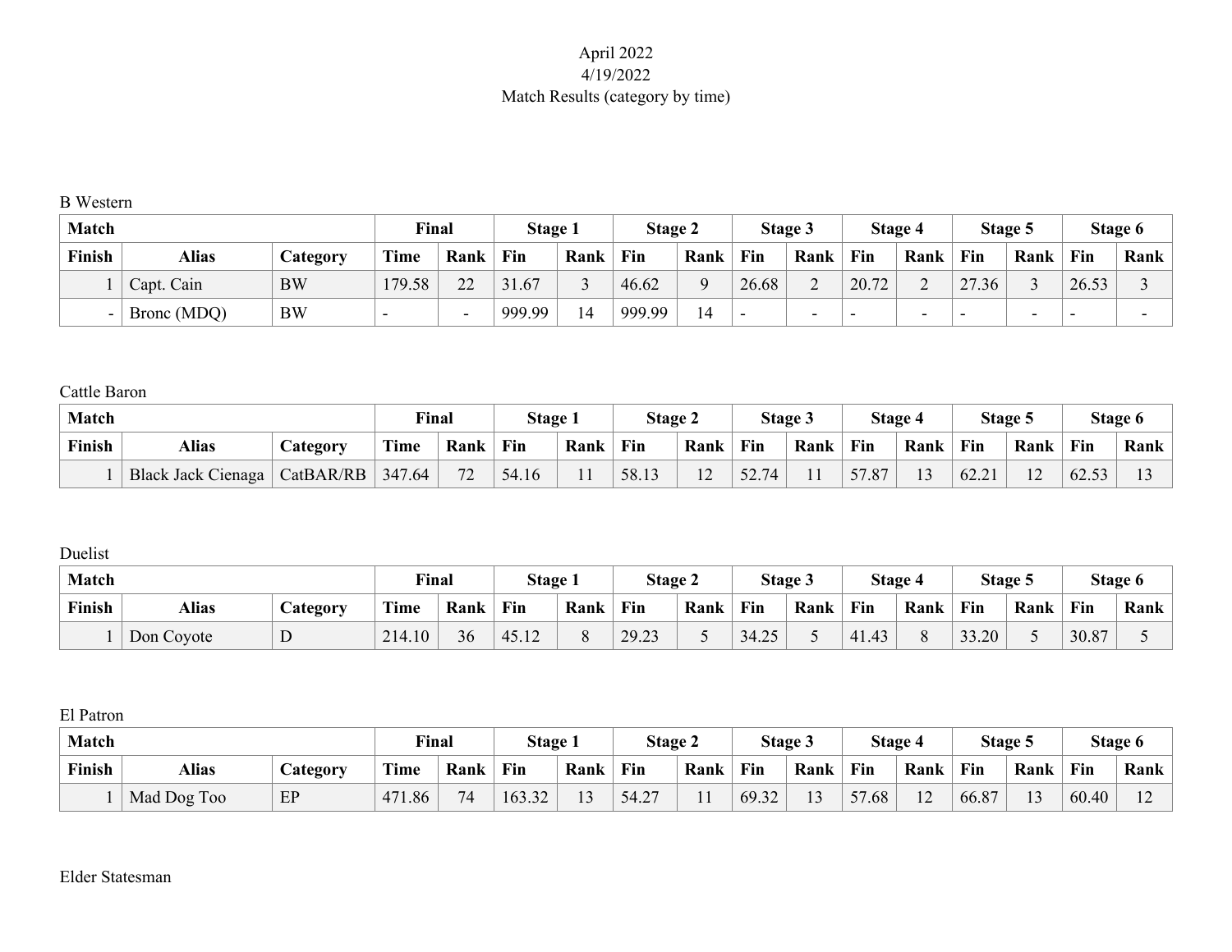April 2022
4/19/2022
Match Results (category by time)

B Western

| Match | | | Final | | Stage 1 | | Stage 2 | | Stage 3 | | Stage 4 | | Stage 5 | | Stage 6 | |
|---|---|---|---|---|---|---|---|---|---|---|---|---|---|---|---|---|
| Finish | Alias | Category | Time | Rank | Fin | Rank | Fin | Rank | Fin | Rank | Fin | Rank | Fin | Rank | Fin | Rank |
| 1 | Capt. Cain | BW | 179.58 | 22 | 31.67 | 3 | 46.62 | 9 | 26.68 | 2 | 20.72 | 2 | 27.36 | 3 | 26.53 | 3 |
| - | Bronc (MDQ) | BW | - | - | 999.99 | 14 | 999.99 | 14 | - | - | - | - | - | - | - | - |

Cattle Baron

| Match | | | Final | | Stage 1 | | Stage 2 | | Stage 3 | | Stage 4 | | Stage 5 | | Stage 6 | |
|---|---|---|---|---|---|---|---|---|---|---|---|---|---|---|---|---|
| Finish | Alias | Category | Time | Rank | Fin | Rank | Fin | Rank | Fin | Rank | Fin | Rank | Fin | Rank | Fin | Rank |
| 1 | Black Jack Cienaga | CatBAR/RB | 347.64 | 72 | 54.16 | 11 | 58.13 | 12 | 52.74 | 11 | 57.87 | 13 | 62.21 | 12 | 62.53 | 13 |

Duelist

| Match | | | Final | | Stage 1 | | Stage 2 | | Stage 3 | | Stage 4 | | Stage 5 | | Stage 6 | |
|---|---|---|---|---|---|---|---|---|---|---|---|---|---|---|---|---|
| Finish | Alias | Category | Time | Rank | Fin | Rank | Fin | Rank | Fin | Rank | Fin | Rank | Fin | Rank | Fin | Rank |
| 1 | Don Coyote | D | 214.10 | 36 | 45.12 | 8 | 29.23 | 5 | 34.25 | 5 | 41.43 | 8 | 33.20 | 5 | 30.87 | 5 |

El Patron

| Match | | | Final | | Stage 1 | | Stage 2 | | Stage 3 | | Stage 4 | | Stage 5 | | Stage 6 | |
|---|---|---|---|---|---|---|---|---|---|---|---|---|---|---|---|---|
| Finish | Alias | Category | Time | Rank | Fin | Rank | Fin | Rank | Fin | Rank | Fin | Rank | Fin | Rank | Fin | Rank |
| 1 | Mad Dog Too | EP | 471.86 | 74 | 163.32 | 13 | 54.27 | 11 | 69.32 | 13 | 57.68 | 12 | 66.87 | 13 | 60.40 | 12 |

Elder Statesman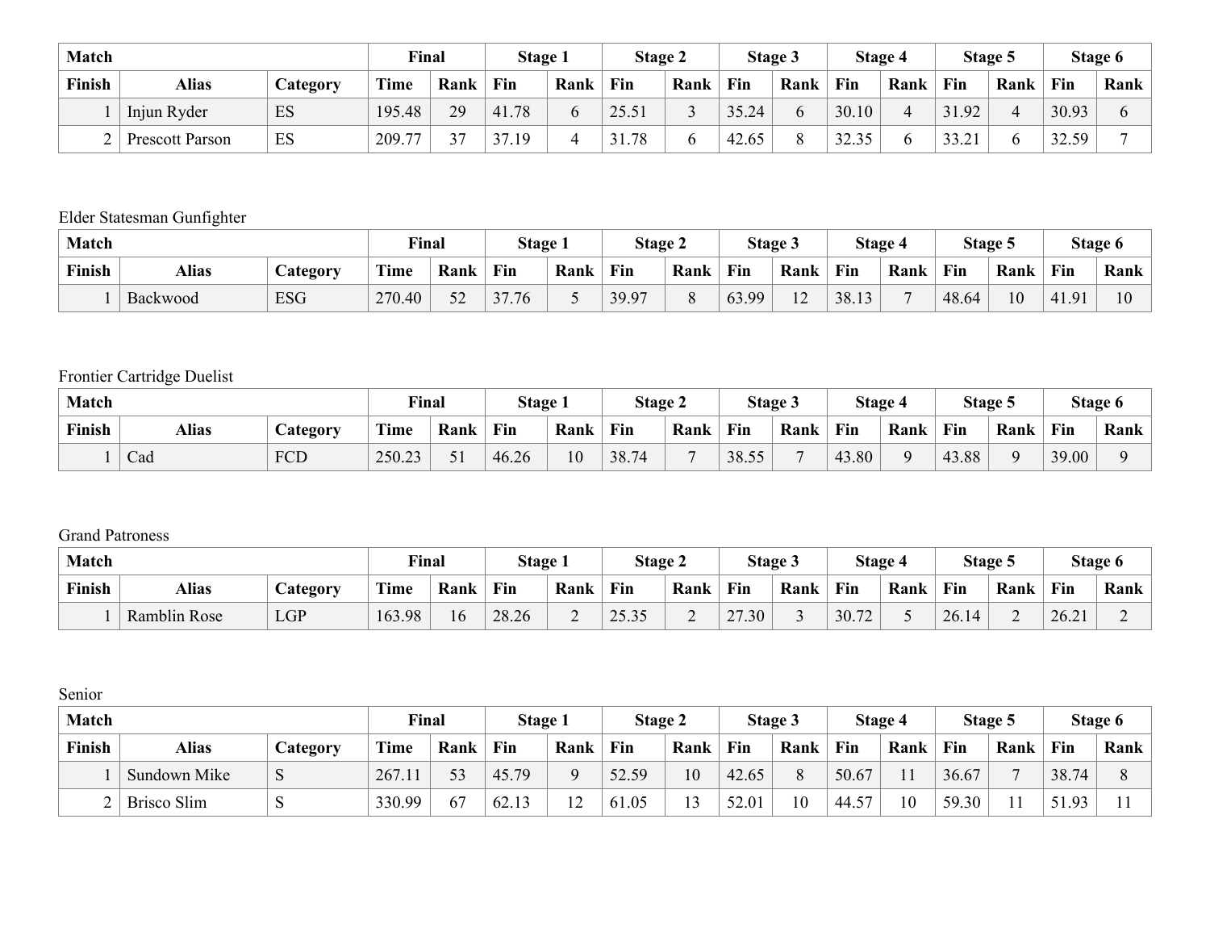| Match | | | Final | | Stage 1 | | Stage 2 | | Stage 3 | | Stage 4 | | Stage 5 | | Stage 6 | |
|---|---|---|---|---|---|---|---|---|---|---|---|---|---|---|---|---|
| Finish | Alias | Category | Time | Rank | Fin | Rank | Fin | Rank | Fin | Rank | Fin | Rank | Fin | Rank | Fin | Rank |
| 1 | Injun Ryder | ES | 195.48 | 29 | 41.78 | 6 | 25.51 | 3 | 35.24 | 6 | 30.10 | 4 | 31.92 | 4 | 30.93 | 6 |
| 2 | Prescott Parson | ES | 209.77 | 37 | 37.19 | 4 | 31.78 | 6 | 42.65 | 8 | 32.35 | 6 | 33.21 | 6 | 32.59 | 7 |

Elder Statesman Gunfighter

| Match | | | Final | | Stage 1 | | Stage 2 | | Stage 3 | | Stage 4 | | Stage 5 | | Stage 6 | |
|---|---|---|---|---|---|---|---|---|---|---|---|---|---|---|---|---|
| Finish | Alias | Category | Time | Rank | Fin | Rank | Fin | Rank | Fin | Rank | Fin | Rank | Fin | Rank | Fin | Rank |
| 1 | Backwood | ESG | 270.40 | 52 | 37.76 | 5 | 39.97 | 8 | 63.99 | 12 | 38.13 | 7 | 48.64 | 10 | 41.91 | 10 |

Frontier Cartridge Duelist

| Match | | | Final | | Stage 1 | | Stage 2 | | Stage 3 | | Stage 4 | | Stage 5 | | Stage 6 | |
|---|---|---|---|---|---|---|---|---|---|---|---|---|---|---|---|---|
| Finish | Alias | Category | Time | Rank | Fin | Rank | Fin | Rank | Fin | Rank | Fin | Rank | Fin | Rank | Fin | Rank |
| 1 | Cad | FCD | 250.23 | 51 | 46.26 | 10 | 38.74 | 7 | 38.55 | 7 | 43.80 | 9 | 43.88 | 9 | 39.00 | 9 |

Grand Patroness

| Match | | | Final | | Stage 1 | | Stage 2 | | Stage 3 | | Stage 4 | | Stage 5 | | Stage 6 | |
|---|---|---|---|---|---|---|---|---|---|---|---|---|---|---|---|---|
| Finish | Alias | Category | Time | Rank | Fin | Rank | Fin | Rank | Fin | Rank | Fin | Rank | Fin | Rank | Fin | Rank |
| 1 | Ramblin Rose | LGP | 163.98 | 16 | 28.26 | 2 | 25.35 | 2 | 27.30 | 3 | 30.72 | 5 | 26.14 | 2 | 26.21 | 2 |

Senior

| Match | | | Final | | Stage 1 | | Stage 2 | | Stage 3 | | Stage 4 | | Stage 5 | | Stage 6 | |
|---|---|---|---|---|---|---|---|---|---|---|---|---|---|---|---|---|
| Finish | Alias | Category | Time | Rank | Fin | Rank | Fin | Rank | Fin | Rank | Fin | Rank | Fin | Rank | Fin | Rank |
| 1 | Sundown Mike | S | 267.11 | 53 | 45.79 | 9 | 52.59 | 10 | 42.65 | 8 | 50.67 | 11 | 36.67 | 7 | 38.74 | 8 |
| 2 | Brisco Slim | S | 330.99 | 67 | 62.13 | 12 | 61.05 | 13 | 52.01 | 10 | 44.57 | 10 | 59.30 | 11 | 51.93 | 11 |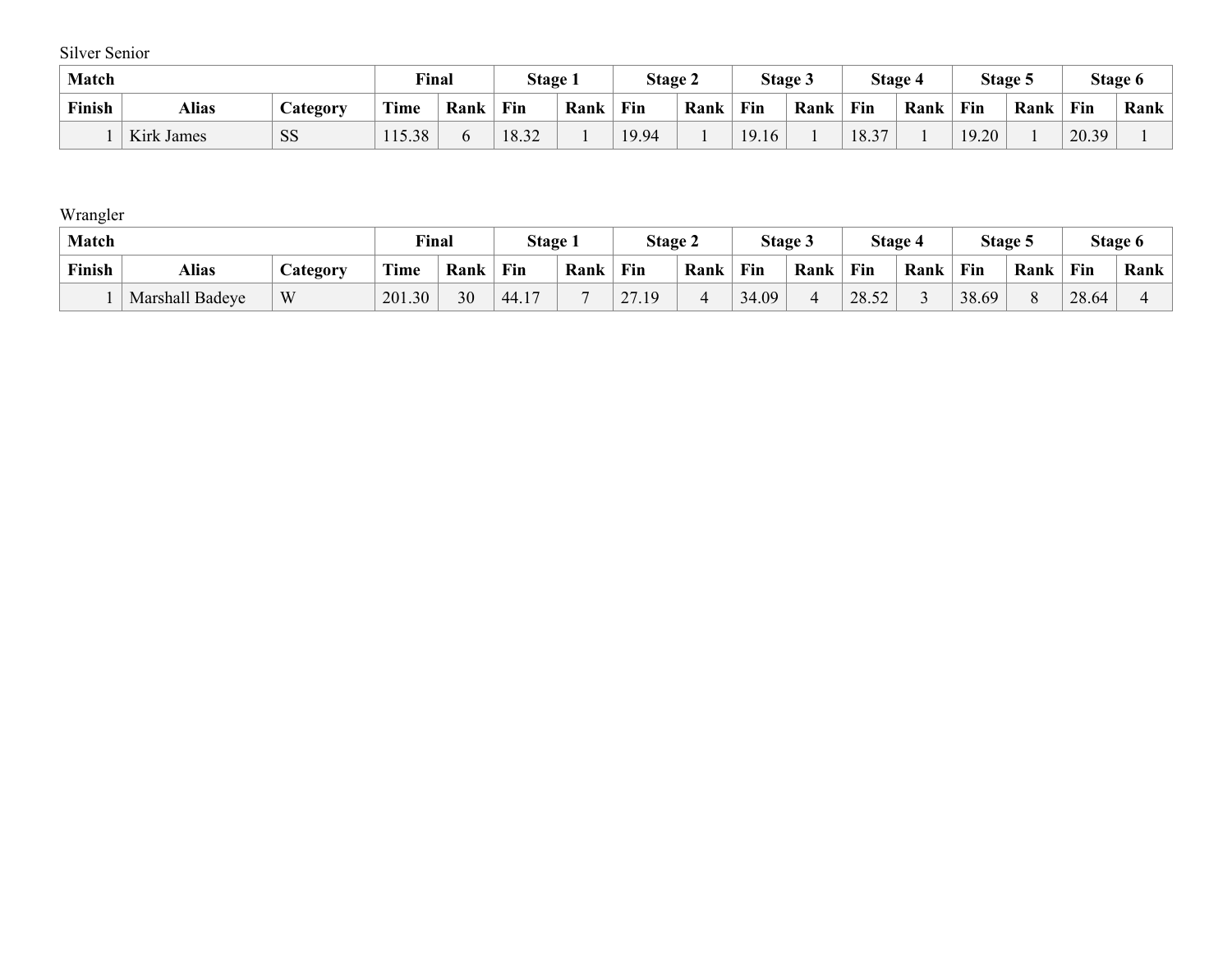Silver Senior

| Match | | | Final | | Stage 1 | | Stage 2 | | Stage 3 | | Stage 4 | | Stage 5 | | Stage 6 | |
|---|---|---|---|---|---|---|---|---|---|---|---|---|---|---|---|---|
| Finish | Alias | Category | Time | Rank | Fin | Rank | Fin | Rank | Fin | Rank | Fin | Rank | Fin | Rank | Fin | Rank |
| 1 | Kirk James | SS | 115.38 | 6 | 18.32 | 1 | 19.94 | 1 | 19.16 | 1 | 18.37 | 1 | 19.20 | 1 | 20.39 | 1 |

Wrangler

| Match | | | Final | | Stage 1 | | Stage 2 | | Stage 3 | | Stage 4 | | Stage 5 | | Stage 6 | |
|---|---|---|---|---|---|---|---|---|---|---|---|---|---|---|---|---|
| Finish | Alias | Category | Time | Rank | Fin | Rank | Fin | Rank | Fin | Rank | Fin | Rank | Fin | Rank | Fin | Rank |
| 1 | Marshall Badeye | W | 201.30 | 30 | 44.17 | 7 | 27.19 | 4 | 34.09 | 4 | 28.52 | 3 | 38.69 | 8 | 28.64 | 4 |